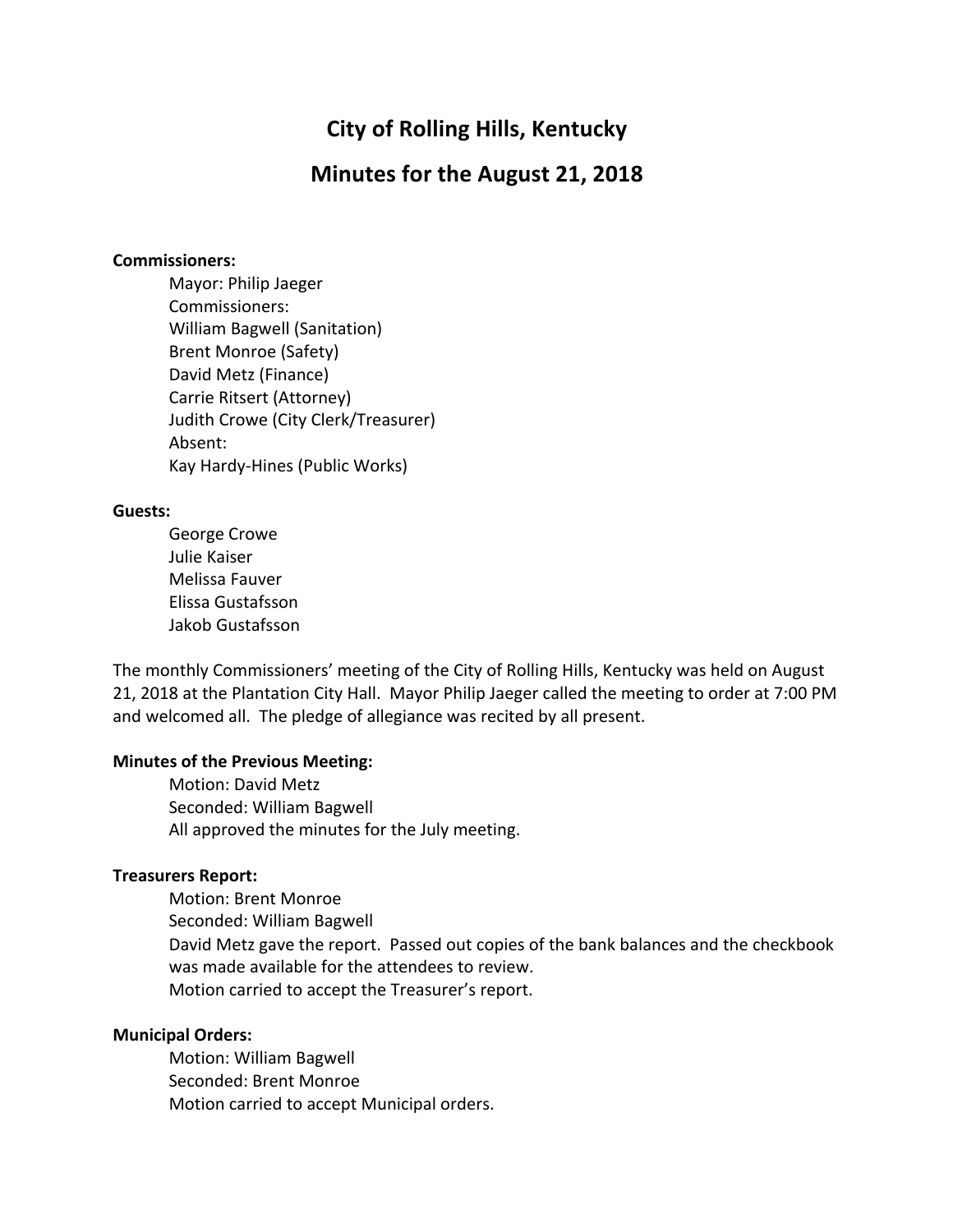# City of Rolling Hills, Kentucky

# Minutes for the August 21, 2018

**Commissioners:**

Mayor: Philip Jaeger
Commissioners:
William Bagwell (Sanitation)
Brent Monroe (Safety)
David Metz (Finance)
Carrie Ritsert (Attorney)
Judith Crowe (City Clerk/Treasurer)
Absent:
Kay Hardy-Hines (Public Works)

**Guests:**

George Crowe
Julie Kaiser
Melissa Fauver
Elissa Gustafsson
Jakob Gustafsson

The monthly Commissioners' meeting of the City of Rolling Hills, Kentucky was held on August 21, 2018 at the Plantation City Hall. Mayor Philip Jaeger called the meeting to order at 7:00 PM and welcomed all. The pledge of allegiance was recited by all present.

**Minutes of the Previous Meeting:**

Motion: David Metz
Seconded: William Bagwell
All approved the minutes for the July meeting.

**Treasurers Report:**

Motion: Brent Monroe
Seconded: William Bagwell
David Metz gave the report. Passed out copies of the bank balances and the checkbook was made available for the attendees to review.
Motion carried to accept the Treasurer's report.

**Municipal Orders:**

Motion: William Bagwell
Seconded: Brent Monroe
Motion carried to accept Municipal orders.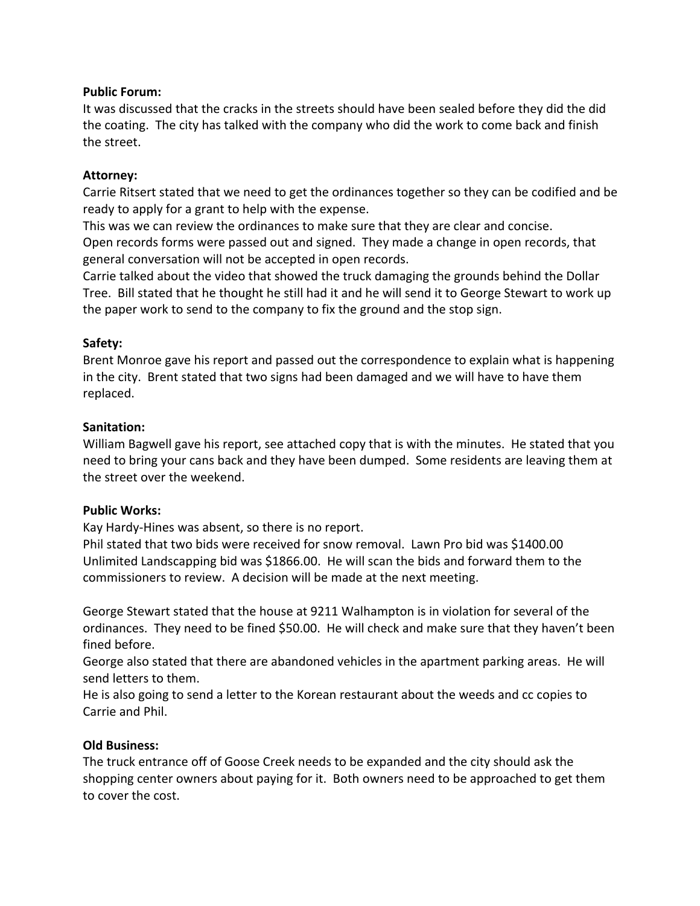**Public Forum:**
It was discussed that the cracks in the streets should have been sealed before they did the did the coating. The city has talked with the company who did the work to come back and finish the street.

**Attorney:**
Carrie Ritsert stated that we need to get the ordinances together so they can be codified and be ready to apply for a grant to help with the expense.
This was we can review the ordinances to make sure that they are clear and concise.
Open records forms were passed out and signed. They made a change in open records, that general conversation will not be accepted in open records.
Carrie talked about the video that showed the truck damaging the grounds behind the Dollar Tree. Bill stated that he thought he still had it and he will send it to George Stewart to work up the paper work to send to the company to fix the ground and the stop sign.

**Safety:**
Brent Monroe gave his report and passed out the correspondence to explain what is happening in the city. Brent stated that two signs had been damaged and we will have to have them replaced.

**Sanitation:**
William Bagwell gave his report, see attached copy that is with the minutes. He stated that you need to bring your cans back and they have been dumped. Some residents are leaving them at the street over the weekend.

**Public Works:**
Kay Hardy-Hines was absent, so there is no report.
Phil stated that two bids were received for snow removal. Lawn Pro bid was $1400.00 Unlimited Landscapping bid was $1866.00. He will scan the bids and forward them to the commissioners to review. A decision will be made at the next meeting.

George Stewart stated that the house at 9211 Walhampton is in violation for several of the ordinances. They need to be fined $50.00. He will check and make sure that they haven't been fined before.
George also stated that there are abandoned vehicles in the apartment parking areas. He will send letters to them.
He is also going to send a letter to the Korean restaurant about the weeds and cc copies to Carrie and Phil.

**Old Business:**
The truck entrance off of Goose Creek needs to be expanded and the city should ask the shopping center owners about paying for it. Both owners need to be approached to get them to cover the cost.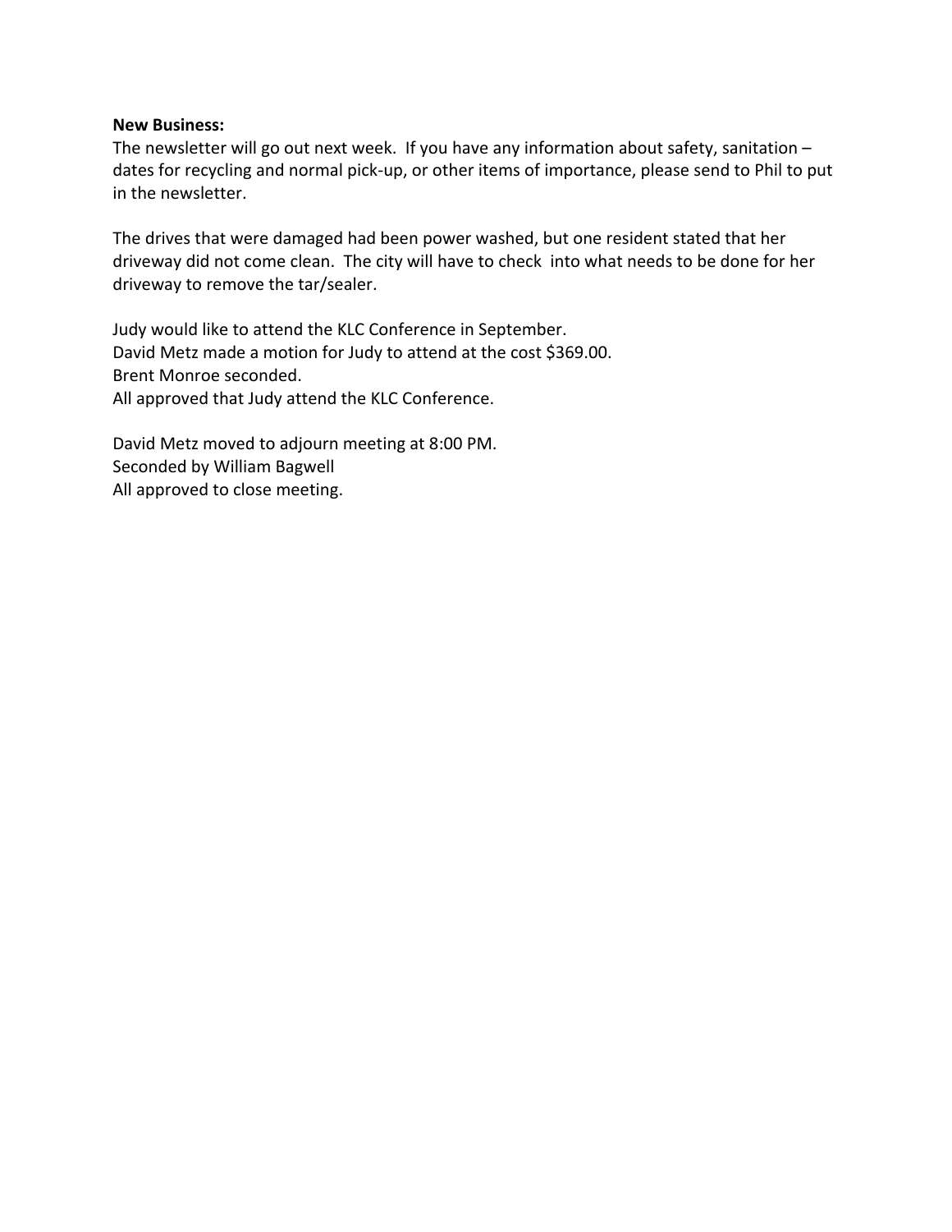**New Business:**

The newsletter will go out next week. If you have any information about safety, sanitation – dates for recycling and normal pick-up, or other items of importance, please send to Phil to put in the newsletter.

The drives that were damaged had been power washed, but one resident stated that her driveway did not come clean. The city will have to check into what needs to be done for her driveway to remove the tar/sealer.

Judy would like to attend the KLC Conference in September.
David Metz made a motion for Judy to attend at the cost $369.00.
Brent Monroe seconded.
All approved that Judy attend the KLC Conference.

David Metz moved to adjourn meeting at 8:00 PM.
Seconded by William Bagwell
All approved to close meeting.